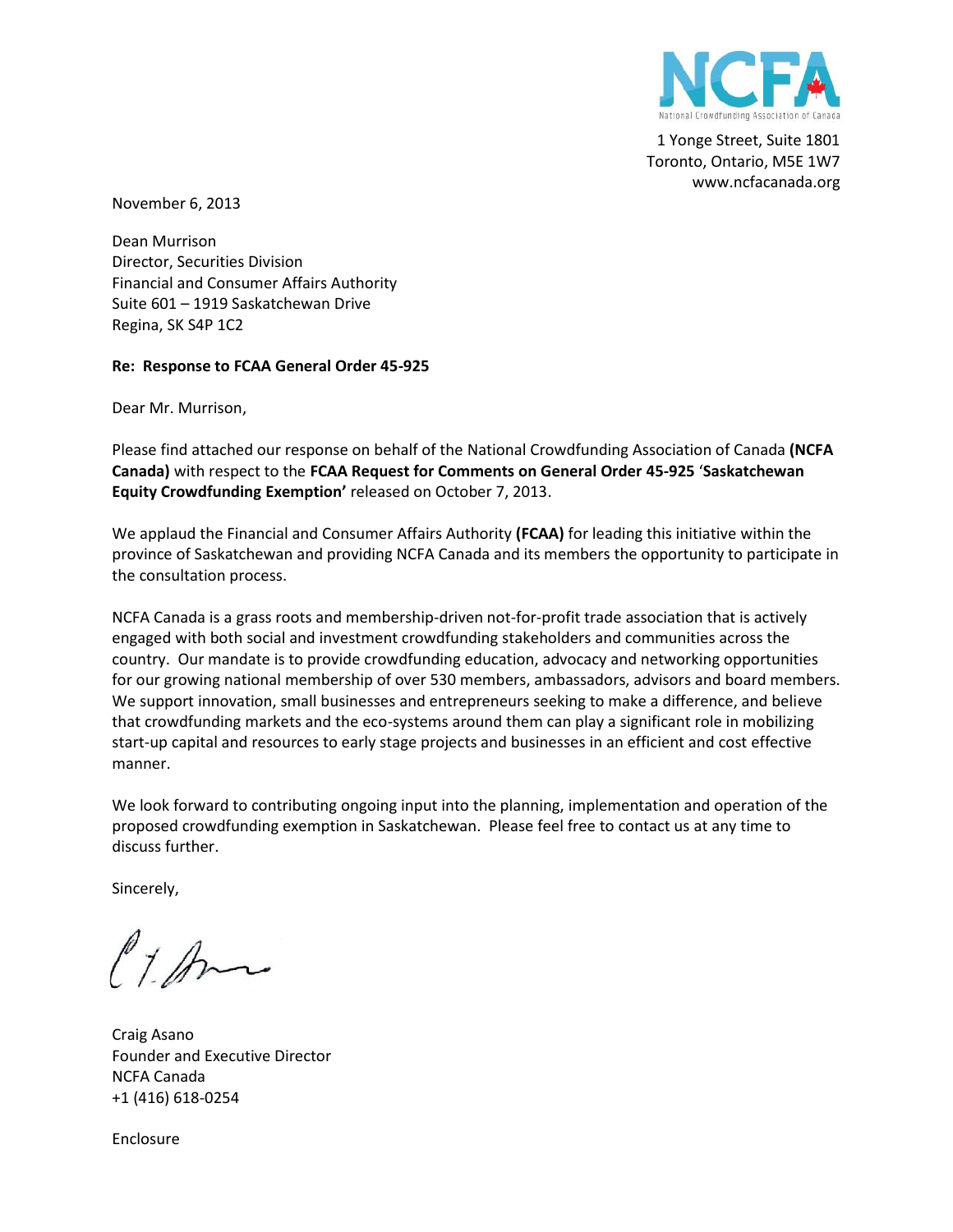NCFA
National Crowdfunding Association of Canada

1 Yonge Street, Suite 1801
Toronto, Ontario, M5E 1W7
www.ncfacanada.org

November 6, 2013

Dean Murrison
Director, Securities Division
Financial and Consumer Affairs Authority
Suite 601 – 1919 Saskatchewan Drive
Regina, SK S4P 1C2

**Re: Response to FCAA General Order 45-925**

Dear Mr. Murrison,

Please find attached our response on behalf of the National Crowdfunding Association of Canada **(NCFA Canada)** with respect to the **FCAA Request for Comments on General Order 45-925** '**Saskatchewan Equity Crowdfunding Exemption'** released on October 7, 2013.

We applaud the Financial and Consumer Affairs Authority **(FCAA)** for leading this initiative within the province of Saskatchewan and providing NCFA Canada and its members the opportunity to participate in the consultation process.

NCFA Canada is a grass roots and membership-driven not-for-profit trade association that is actively engaged with both social and investment crowdfunding stakeholders and communities across the country. Our mandate is to provide crowdfunding education, advocacy and networking opportunities for our growing national membership of over 530 members, ambassadors, advisors and board members. We support innovation, small businesses and entrepreneurs seeking to make a difference, and believe that crowdfunding markets and the eco-systems around them can play a significant role in mobilizing start-up capital and resources to early stage projects and businesses in an efficient and cost effective manner.

We look forward to contributing ongoing input into the planning, implementation and operation of the proposed crowdfunding exemption in Saskatchewan. Please feel free to contact us at any time to discuss further.

Sincerely,

Craig Asano
Founder and Executive Director
NCFA Canada
+1 (416) 618-0254

Enclosure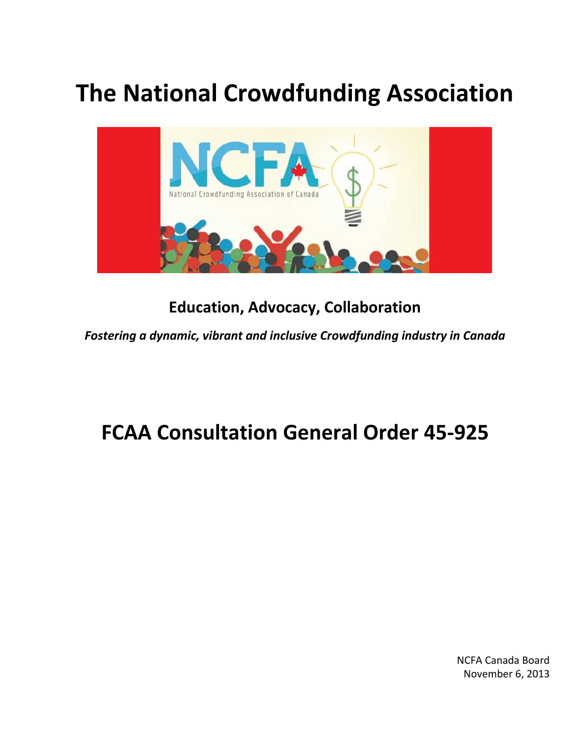# The National Crowdfunding Association

**Education, Advocacy, Collaboration**

***Fostering a dynamic, vibrant and inclusive Crowdfunding industry in Canada***

# FCAA Consultation General Order 45-925

NCFA Canada Board
November 6, 2013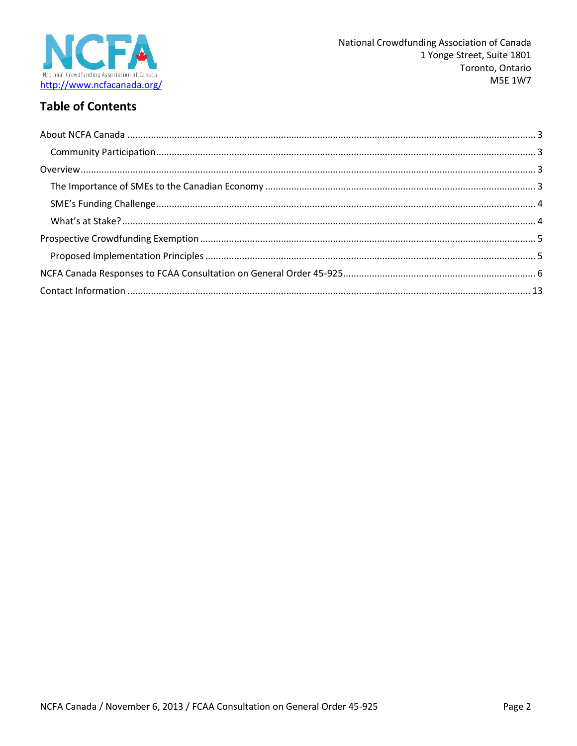National Crowdfunding Association of Canada
1 Yonge Street, Suite 1801
Toronto, Ontario
M5E 1W7

http://www.ncfacanada.org/

## Table of Contents

- About NCFA Canada ..... 3
  - Community Participation ..... 3
- Overview ..... 3
  - The Importance of SMEs to the Canadian Economy ..... 3
  - SME's Funding Challenge ..... 4
  - What's at Stake? ..... 4
- Prospective Crowdfunding Exemption ..... 5
  - Proposed Implementation Principles ..... 5
- NCFA Canada Responses to FCAA Consultation on General Order 45-925 ..... 6
- Contact Information ..... 13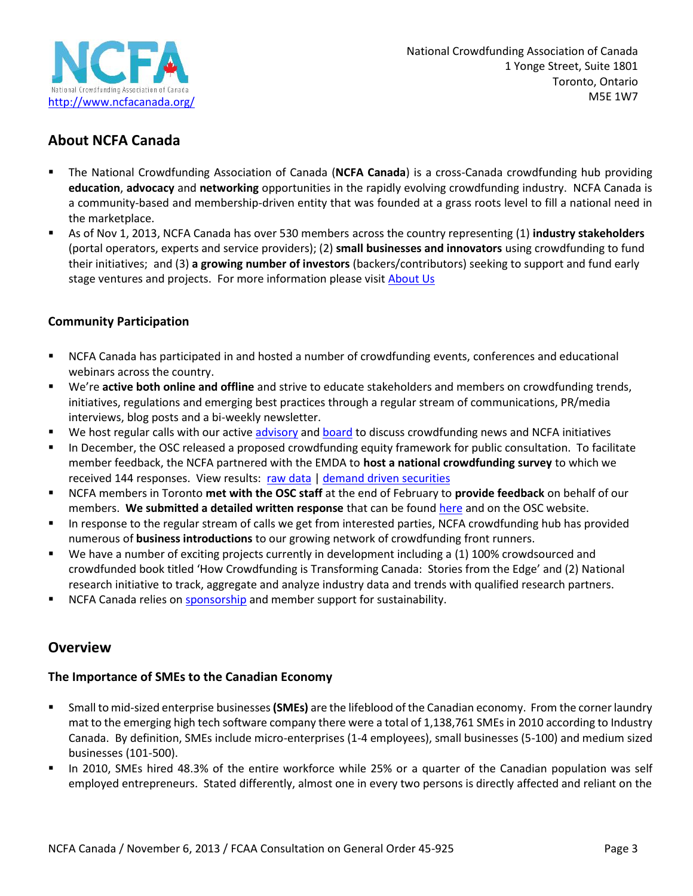National Crowdfunding Association of Canada
1 Yonge Street, Suite 1801
Toronto, Ontario
M5E 1W7

NCFA
National Crowdfunding Association of Canada
http://www.ncfacanada.org/

## About NCFA Canada

- The National Crowdfunding Association of Canada (**NCFA Canada**) is a cross-Canada crowdfunding hub providing **education**, **advocacy** and **networking** opportunities in the rapidly evolving crowdfunding industry. NCFA Canada is a community-based and membership-driven entity that was founded at a grass roots level to fill a national need in the marketplace.
- As of Nov 1, 2013, NCFA Canada has over 530 members across the country representing (1) **industry stakeholders** (portal operators, experts and service providers); (2) **small businesses and innovators** using crowdfunding to fund their initiatives; and (3) **a growing number of investors** (backers/contributors) seeking to support and fund early stage ventures and projects. For more information please visit About Us

### Community Participation

- NCFA Canada has participated in and hosted a number of crowdfunding events, conferences and educational webinars across the country.
- We're **active both online and offline** and strive to educate stakeholders and members on crowdfunding trends, initiatives, regulations and emerging best practices through a regular stream of communications, PR/media interviews, blog posts and a bi-weekly newsletter.
- We host regular calls with our active advisory and board to discuss crowdfunding news and NCFA initiatives
- In December, the OSC released a proposed crowdfunding equity framework for public consultation. To facilitate member feedback, the NCFA partnered with the EMDA to **host a national crowdfunding survey** to which we received 144 responses. View results: raw data | demand driven securities
- NCFA members in Toronto **met with the OSC staff** at the end of February to **provide feedback** on behalf of our members. **We submitted a detailed written response** that can be found here and on the OSC website.
- In response to the regular stream of calls we get from interested parties, NCFA crowdfunding hub has provided numerous of **business introductions** to our growing network of crowdfunding front runners.
- We have a number of exciting projects currently in development including a (1) 100% crowdsourced and crowdfunded book titled 'How Crowdfunding is Transforming Canada: Stories from the Edge' and (2) National research initiative to track, aggregate and analyze industry data and trends with qualified research partners.
- NCFA Canada relies on sponsorship and member support for sustainability.

## Overview

### The Importance of SMEs to the Canadian Economy

- Small to mid-sized enterprise businesses **(SMEs)** are the lifeblood of the Canadian economy. From the corner laundry mat to the emerging high tech software company there were a total of 1,138,761 SMEs in 2010 according to Industry Canada. By definition, SMEs include micro-enterprises (1-4 employees), small businesses (5-100) and medium sized businesses (101-500).
- In 2010, SMEs hired 48.3% of the entire workforce while 25% or a quarter of the Canadian population was self employed entrepreneurs. Stated differently, almost one in every two persons is directly affected and reliant on the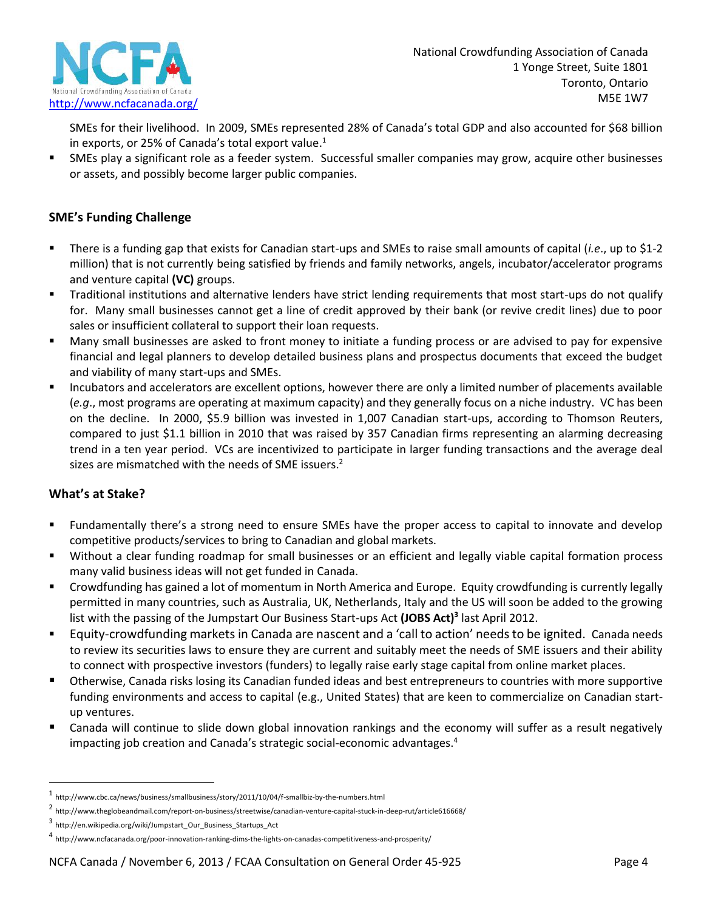SMEs for their livelihood. In 2009, SMEs represented 28% of Canada's total GDP and also accounted for $68 billion in exports, or 25% of Canada's total export value.[1]

- SMEs play a significant role as a feeder system. Successful smaller companies may grow, acquire other businesses or assets, and possibly become larger public companies.

### SME's Funding Challenge

- There is a funding gap that exists for Canadian start-ups and SMEs to raise small amounts of capital (*i.e*., up to $1-2 million) that is not currently being satisfied by friends and family networks, angels, incubator/accelerator programs and venture capital **(VC)** groups.
- Traditional institutions and alternative lenders have strict lending requirements that most start-ups do not qualify for. Many small businesses cannot get a line of credit approved by their bank (or revive credit lines) due to poor sales or insufficient collateral to support their loan requests.
- Many small businesses are asked to front money to initiate a funding process or are advised to pay for expensive financial and legal planners to develop detailed business plans and prospectus documents that exceed the budget and viability of many start-ups and SMEs.
- Incubators and accelerators are excellent options, however there are only a limited number of placements available (*e.g*., most programs are operating at maximum capacity) and they generally focus on a niche industry. VC has been on the decline. In 2000, $5.9 billion was invested in 1,007 Canadian start-ups, according to Thomson Reuters, compared to just $1.1 billion in 2010 that was raised by 357 Canadian firms representing an alarming decreasing trend in a ten year period. VCs are incentivized to participate in larger funding transactions and the average deal sizes are mismatched with the needs of SME issuers.[2]

### What's at Stake?

- Fundamentally there's a strong need to ensure SMEs have the proper access to capital to innovate and develop competitive products/services to bring to Canadian and global markets.
- Without a clear funding roadmap for small businesses or an efficient and legally viable capital formation process many valid business ideas will not get funded in Canada.
- Crowdfunding has gained a lot of momentum in North America and Europe. Equity crowdfunding is currently legally permitted in many countries, such as Australia, UK, Netherlands, Italy and the US will soon be added to the growing list with the passing of the Jumpstart Our Business Start-ups Act **(JOBS Act)**[3] last April 2012.
- Equity-crowdfunding markets in Canada are nascent and a 'call to action' needs to be ignited. Canada needs to review its securities laws to ensure they are current and suitably meet the needs of SME issuers and their ability to connect with prospective investors (funders) to legally raise early stage capital from online market places.
- Otherwise, Canada risks losing its Canadian funded ideas and best entrepreneurs to countries with more supportive funding environments and access to capital (e.g., United States) that are keen to commercialize on Canadian start-up ventures.
- Canada will continue to slide down global innovation rankings and the economy will suffer as a result negatively impacting job creation and Canada's strategic social-economic advantages.[4]

---

[1] http://www.cbc.ca/news/business/smallbusiness/story/2011/10/04/f-smallbiz-by-the-numbers.html

[2] http://www.theglobeandmail.com/report-on-business/streetwise/canadian-venture-capital-stuck-in-deep-rut/article616668/

[3] http://en.wikipedia.org/wiki/Jumpstart_Our_Business_Startups_Act

[4] http://www.ncfacanada.org/poor-innovation-ranking-dims-the-lights-on-canadas-competitiveness-and-prosperity/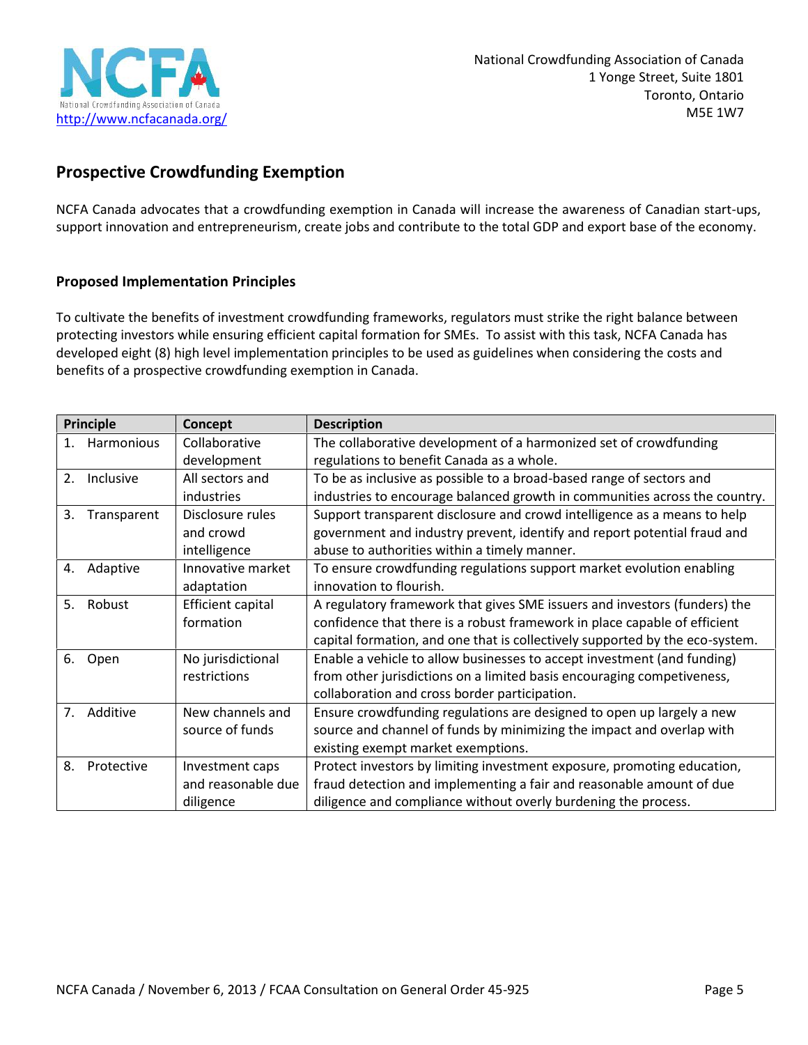National Crowdfunding Association of Canada
1 Yonge Street, Suite 1801
Toronto, Ontario
M5E 1W7

http://www.ncfacanada.org/

## Prospective Crowdfunding Exemption

NCFA Canada advocates that a crowdfunding exemption in Canada will increase the awareness of Canadian start-ups, support innovation and entrepreneurism, create jobs and contribute to the total GDP and export base of the economy.

### Proposed Implementation Principles

To cultivate the benefits of investment crowdfunding frameworks, regulators must strike the right balance between protecting investors while ensuring efficient capital formation for SMEs. To assist with this task, NCFA Canada has developed eight (8) high level implementation principles to be used as guidelines when considering the costs and benefits of a prospective crowdfunding exemption in Canada.

| Principle | Concept | Description |
|---|---|---|
| 1. Harmonious | Collaborative development | The collaborative development of a harmonized set of crowdfunding regulations to benefit Canada as a whole. |
| 2. Inclusive | All sectors and industries | To be as inclusive as possible to a broad-based range of sectors and industries to encourage balanced growth in communities across the country. |
| 3. Transparent | Disclosure rules and crowd intelligence | Support transparent disclosure and crowd intelligence as a means to help government and industry prevent, identify and report potential fraud and abuse to authorities within a timely manner. |
| 4. Adaptive | Innovative market adaptation | To ensure crowdfunding regulations support market evolution enabling innovation to flourish. |
| 5. Robust | Efficient capital formation | A regulatory framework that gives SME issuers and investors (funders) the confidence that there is a robust framework in place capable of efficient capital formation, and one that is collectively supported by the eco-system. |
| 6. Open | No jurisdictional restrictions | Enable a vehicle to allow businesses to accept investment (and funding) from other jurisdictions on a limited basis encouraging competiveness, collaboration and cross border participation. |
| 7. Additive | New channels and source of funds | Ensure crowdfunding regulations are designed to open up largely a new source and channel of funds by minimizing the impact and overlap with existing exempt market exemptions. |
| 8. Protective | Investment caps and reasonable due diligence | Protect investors by limiting investment exposure, promoting education, fraud detection and implementing a fair and reasonable amount of due diligence and compliance without overly burdening the process. |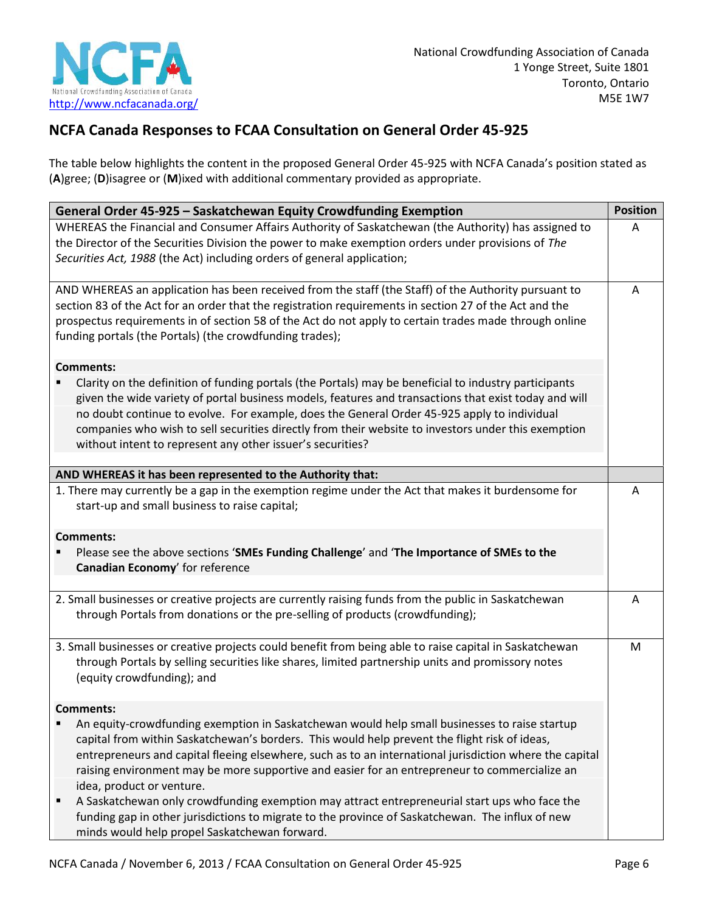## NCFA Canada Responses to FCAA Consultation on General Order 45-925

The table below highlights the content in the proposed General Order 45-925 with NCFA Canada's position stated as (**A**)gree; (**D**)isagree or (**M**)ixed with additional commentary provided as appropriate.

| General Order 45-925 – Saskatchewan Equity Crowdfunding Exemption | Position |
|---|---|
| WHEREAS the Financial and Consumer Affairs Authority of Saskatchewan (the Authority) has assigned to the Director of the Securities Division the power to make exemption orders under provisions of *The Securities Act, 1988* (the Act) including orders of general application; | A |
| AND WHEREAS an application has been received from the staff (the Staff) of the Authority pursuant to section 83 of the Act for an order that the registration requirements in section 27 of the Act and the prospectus requirements in of section 58 of the Act do not apply to certain trades made through online funding portals (the Portals) (the crowdfunding trades);<br><br>**Comments:**<br>▪ Clarity on the definition of funding portals (the Portals) may be beneficial to industry participants given the wide variety of portal business models, features and transactions that exist today and will no doubt continue to evolve. For example, does the General Order 45-925 apply to individual companies who wish to sell securities directly from their website to investors under this exemption without intent to represent any other issuer's securities? | A |
| **AND WHEREAS it has been represented to the Authority that:** | |
| 1. There may currently be a gap in the exemption regime under the Act that makes it burdensome for start-up and small business to raise capital;<br><br>**Comments:**<br>▪ Please see the above sections '**SMEs Funding Challenge**' and '**The Importance of SMEs to the Canadian Economy**' for reference | A |
| 2. Small businesses or creative projects are currently raising funds from the public in Saskatchewan through Portals from donations or the pre-selling of products (crowdfunding); | A |
| 3. Small businesses or creative projects could benefit from being able to raise capital in Saskatchewan through Portals by selling securities like shares, limited partnership units and promissory notes (equity crowdfunding); and<br><br>**Comments:**<br>▪ An equity-crowdfunding exemption in Saskatchewan would help small businesses to raise startup capital from within Saskatchewan's borders. This would help prevent the flight risk of ideas, entrepreneurs and capital fleeing elsewhere, such as to an international jurisdiction where the capital raising environment may be more supportive and easier for an entrepreneur to commercialize an idea, product or venture.<br>▪ A Saskatchewan only crowdfunding exemption may attract entrepreneurial start ups who face the funding gap in other jurisdictions to migrate to the province of Saskatchewan. The influx of new minds would help propel Saskatchewan forward. | M |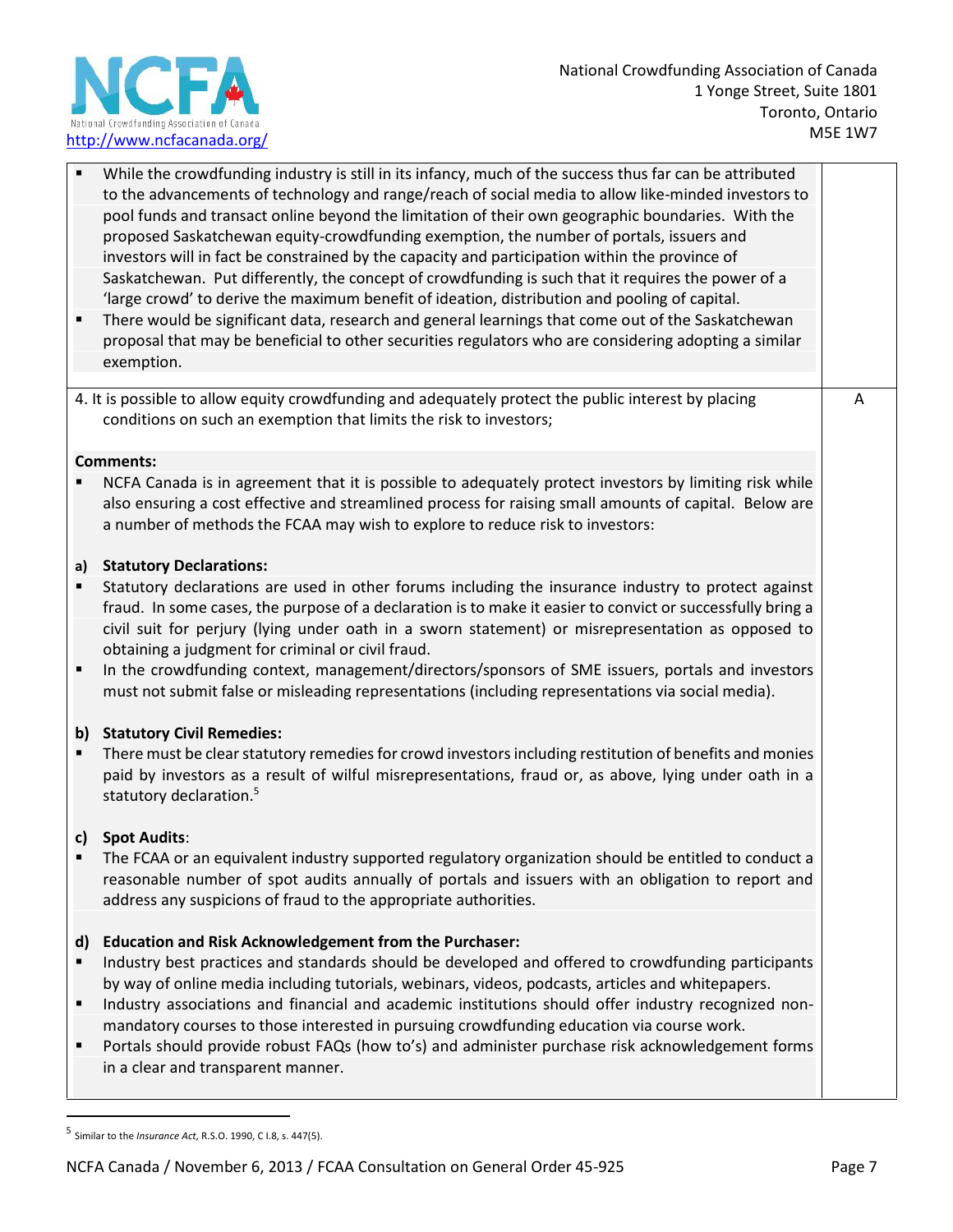| | |
|---|---|
| ▪ While the crowdfunding industry is still in its infancy, much of the success thus far can be attributed to the advancements of technology and range/reach of social media to allow like-minded investors to pool funds and transact online beyond the limitation of their own geographic boundaries. With the proposed Saskatchewan equity-crowdfunding exemption, the number of portals, issuers and investors will in fact be constrained by the capacity and participation within the province of Saskatchewan. Put differently, the concept of crowdfunding is such that it requires the power of a 'large crowd' to derive the maximum benefit of ideation, distribution and pooling of capital.<br>▪ There would be significant data, research and general learnings that come out of the Saskatchewan proposal that may be beneficial to other securities regulators who are considering adopting a similar exemption. | |
| 4. It is possible to allow equity crowdfunding and adequately protect the public interest by placing conditions on such an exemption that limits the risk to investors;<br><br>**Comments:**<br>▪ NCFA Canada is in agreement that it is possible to adequately protect investors by limiting risk while also ensuring a cost effective and streamlined process for raising small amounts of capital. Below are a number of methods the FCAA may wish to explore to reduce risk to investors:<br><br>**a) Statutory Declarations:**<br>▪ Statutory declarations are used in other forums including the insurance industry to protect against fraud. In some cases, the purpose of a declaration is to make it easier to convict or successfully bring a civil suit for perjury (lying under oath in a sworn statement) or misrepresentation as opposed to obtaining a judgment for criminal or civil fraud.<br>▪ In the crowdfunding context, management/directors/sponsors of SME issuers, portals and investors must not submit false or misleading representations (including representations via social media).<br><br>**b) Statutory Civil Remedies:**<br>▪ There must be clear statutory remedies for crowd investors including restitution of benefits and monies paid by investors as a result of wilful misrepresentations, fraud or, as above, lying under oath in a statutory declaration.[5]<br><br>**c) Spot Audits:**<br>▪ The FCAA or an equivalent industry supported regulatory organization should be entitled to conduct a reasonable number of spot audits annually of portals and issuers with an obligation to report and address any suspicions of fraud to the appropriate authorities.<br><br>**d) Education and Risk Acknowledgement from the Purchaser:**<br>▪ Industry best practices and standards should be developed and offered to crowdfunding participants by way of online media including tutorials, webinars, videos, podcasts, articles and whitepapers.<br>▪ Industry associations and financial and academic institutions should offer industry recognized non-mandatory courses to those interested in pursuing crowdfunding education via course work.<br>▪ Portals should provide robust FAQs (how to's) and administer purchase risk acknowledgement forms in a clear and transparent manner. | A |

[5] Similar to the *Insurance Act*, R.S.O. 1990, C I.8, s. 447(5).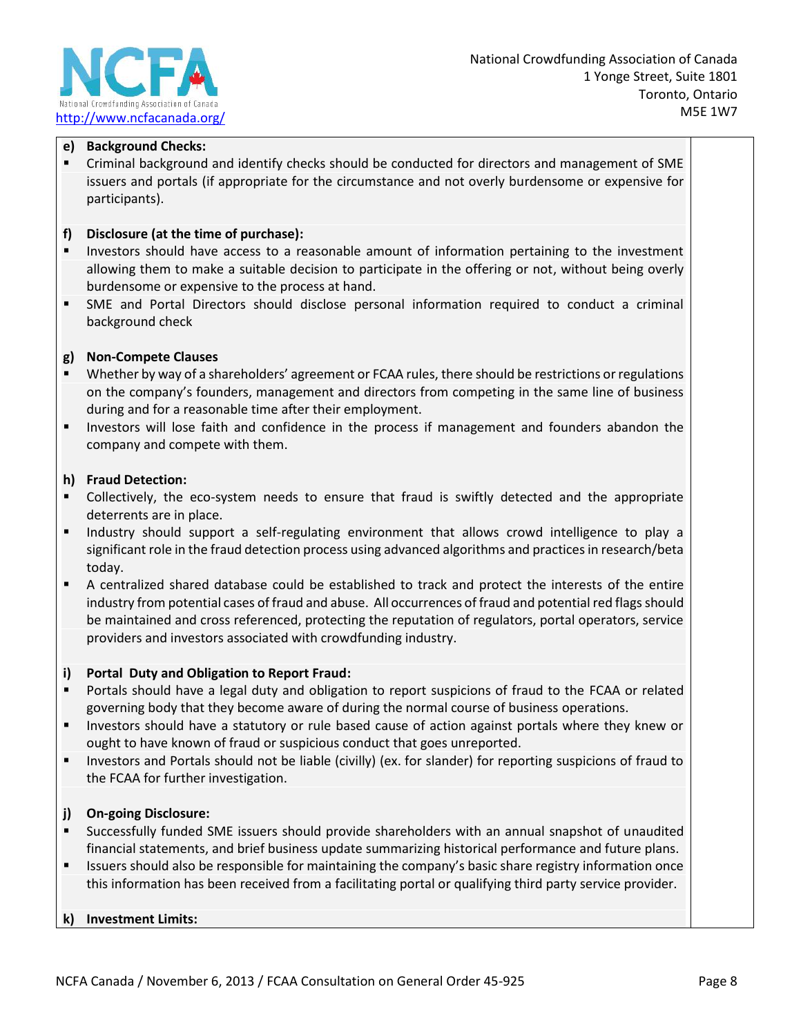**e) Background Checks:**

- Criminal background and identify checks should be conducted for directors and management of SME issuers and portals (if appropriate for the circumstance and not overly burdensome or expensive for participants).

**f) Disclosure (at the time of purchase):**

- Investors should have access to a reasonable amount of information pertaining to the investment allowing them to make a suitable decision to participate in the offering or not, without being overly burdensome or expensive to the process at hand.
- SME and Portal Directors should disclose personal information required to conduct a criminal background check

**g) Non-Compete Clauses**

- Whether by way of a shareholders' agreement or FCAA rules, there should be restrictions or regulations on the company's founders, management and directors from competing in the same line of business during and for a reasonable time after their employment.
- Investors will lose faith and confidence in the process if management and founders abandon the company and compete with them.

**h) Fraud Detection:**

- Collectively, the eco-system needs to ensure that fraud is swiftly detected and the appropriate deterrents are in place.
- Industry should support a self-regulating environment that allows crowd intelligence to play a significant role in the fraud detection process using advanced algorithms and practices in research/beta today.
- A centralized shared database could be established to track and protect the interests of the entire industry from potential cases of fraud and abuse. All occurrences of fraud and potential red flags should be maintained and cross referenced, protecting the reputation of regulators, portal operators, service providers and investors associated with crowdfunding industry.

**i) Portal Duty and Obligation to Report Fraud:**

- Portals should have a legal duty and obligation to report suspicions of fraud to the FCAA or related governing body that they become aware of during the normal course of business operations.
- Investors should have a statutory or rule based cause of action against portals where they knew or ought to have known of fraud or suspicious conduct that goes unreported.
- Investors and Portals should not be liable (civilly) (ex. for slander) for reporting suspicions of fraud to the FCAA for further investigation.

**j) On-going Disclosure:**

- Successfully funded SME issuers should provide shareholders with an annual snapshot of unaudited financial statements, and brief business update summarizing historical performance and future plans.
- Issuers should also be responsible for maintaining the company's basic share registry information once this information has been received from a facilitating portal or qualifying third party service provider.

**k) Investment Limits:**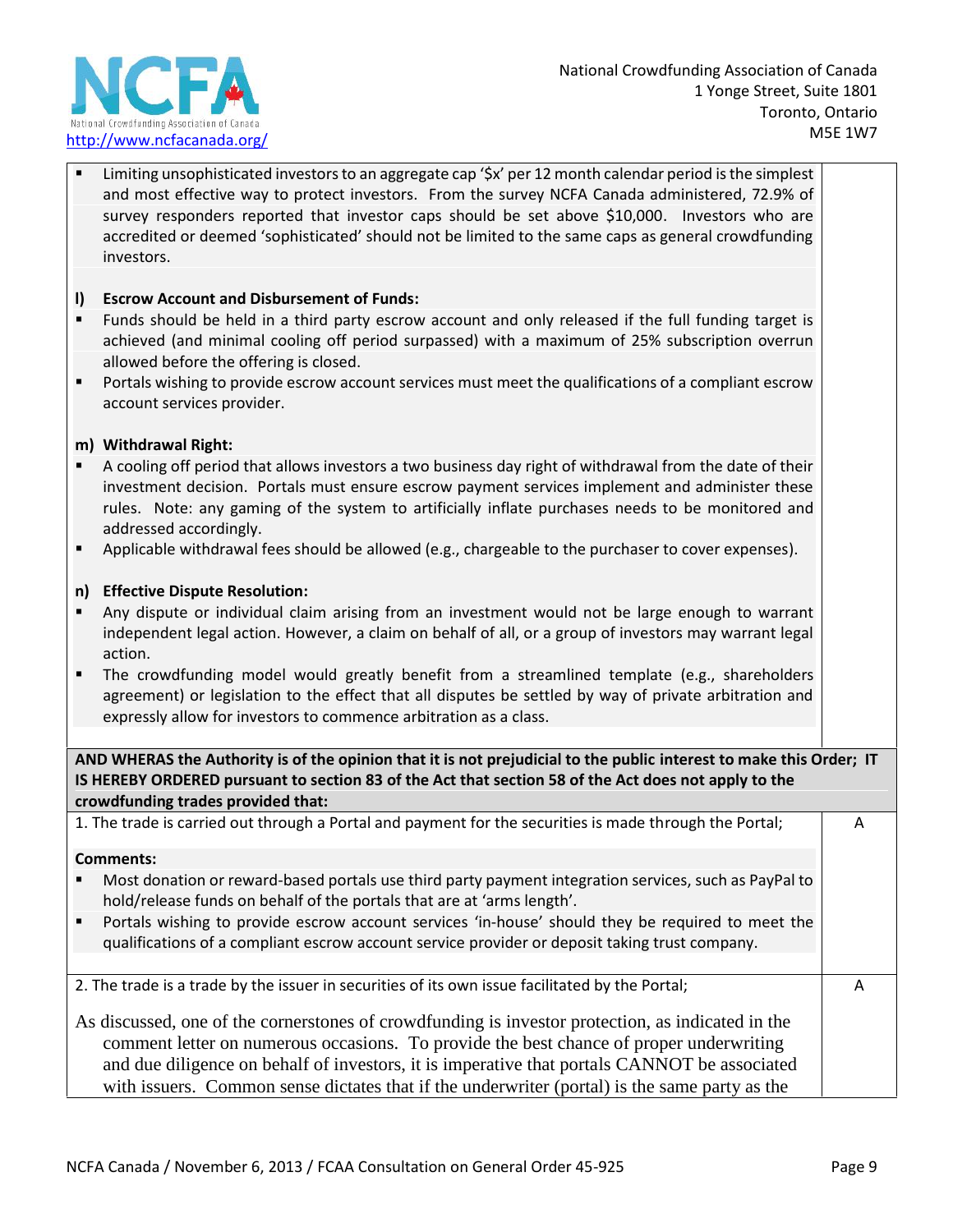| | |
|---|---|
| ▪ Limiting unsophisticated investors to an aggregate cap '$x' per 12 month calendar period is the simplest and most effective way to protect investors. From the survey NCFA Canada administered, 72.9% of survey responders reported that investor caps should be set above $10,000. Investors who are accredited or deemed 'sophisticated' should not be limited to the same caps as general crowdfunding investors.<br><br>**l) Escrow Account and Disbursement of Funds:**<br>▪ Funds should be held in a third party escrow account and only released if the full funding target is achieved (and minimal cooling off period surpassed) with a maximum of 25% subscription overrun allowed before the offering is closed.<br>▪ Portals wishing to provide escrow account services must meet the qualifications of a compliant escrow account services provider.<br><br>**m) Withdrawal Right:**<br>▪ A cooling off period that allows investors a two business day right of withdrawal from the date of their investment decision. Portals must ensure escrow payment services implement and administer these rules. Note: any gaming of the system to artificially inflate purchases needs to be monitored and addressed accordingly.<br>▪ Applicable withdrawal fees should be allowed (e.g., chargeable to the purchaser to cover expenses).<br><br>**n) Effective Dispute Resolution:**<br>▪ Any dispute or individual claim arising from an investment would not be large enough to warrant independent legal action. However, a claim on behalf of all, or a group of investors may warrant legal action.<br>▪ The crowdfunding model would greatly benefit from a streamlined template (e.g., shareholders agreement) or legislation to the effect that all disputes be settled by way of private arbitration and expressly allow for investors to commence arbitration as a class. | |
| **AND WHERAS the Authority is of the opinion that it is not prejudicial to the public interest to make this Order; IT IS HEREBY ORDERED pursuant to section 83 of the Act that section 58 of the Act does not apply to the crowdfunding trades provided that:** | |
| 1. The trade is carried out through a Portal and payment for the securities is made through the Portal;<br><br>**Comments:**<br>▪ Most donation or reward-based portals use third party payment integration services, such as PayPal to hold/release funds on behalf of the portals that are at 'arms length'.<br>▪ Portals wishing to provide escrow account services 'in-house' should they be required to meet the qualifications of a compliant escrow account service provider or deposit taking trust company. | A |
| 2. The trade is a trade by the issuer in securities of its own issue facilitated by the Portal;<br><br>As discussed, one of the cornerstones of crowdfunding is investor protection, as indicated in the comment letter on numerous occasions. To provide the best chance of proper underwriting and due diligence on behalf of investors, it is imperative that portals CANNOT be associated with issuers. Common sense dictates that if the underwriter (portal) is the same party as the | A |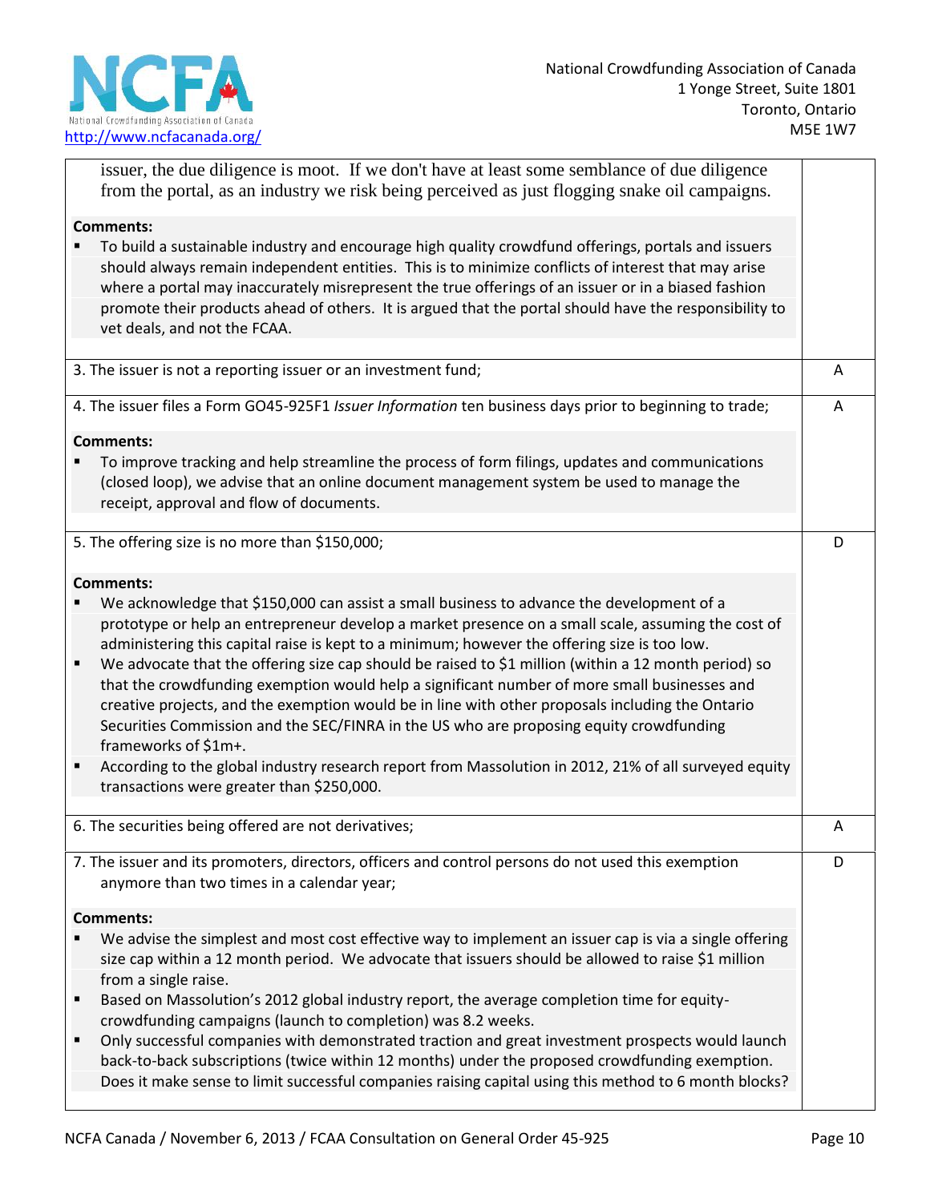| | |
|---|---|
| issuer, the due diligence is moot. If we don't have at least some semblance of due diligence from the portal, as an industry we risk being perceived as just flogging snake oil campaigns.<br><br>**Comments:**<br>▪ To build a sustainable industry and encourage high quality crowdfund offerings, portals and issuers should always remain independent entities. This is to minimize conflicts of interest that may arise where a portal may inaccurately misrepresent the true offerings of an issuer or in a biased fashion promote their products ahead of others. It is argued that the portal should have the responsibility to vet deals, and not the FCAA. | |
| 3. The issuer is not a reporting issuer or an investment fund; | A |
| 4. The issuer files a Form GO45-925F1 *Issuer Information* ten business days prior to beginning to trade;<br><br>**Comments:**<br>▪ To improve tracking and help streamline the process of form filings, updates and communications (closed loop), we advise that an online document management system be used to manage the receipt, approval and flow of documents. | A |
| 5. The offering size is no more than $150,000;<br><br>**Comments:**<br>▪ We acknowledge that $150,000 can assist a small business to advance the development of a prototype or help an entrepreneur develop a market presence on a small scale, assuming the cost of administering this capital raise is kept to a minimum; however the offering size is too low.<br>▪ We advocate that the offering size cap should be raised to $1 million (within a 12 month period) so that the crowdfunding exemption would help a significant number of more small businesses and creative projects, and the exemption would be in line with other proposals including the Ontario Securities Commission and the SEC/FINRA in the US who are proposing equity crowdfunding frameworks of $1m+.<br>▪ According to the global industry research report from Massolution in 2012, 21% of all surveyed equity transactions were greater than $250,000. | D |
| 6. The securities being offered are not derivatives; | A |
| 7. The issuer and its promoters, directors, officers and control persons do not used this exemption anymore than two times in a calendar year;<br><br>**Comments:**<br>▪ We advise the simplest and most cost effective way to implement an issuer cap is via a single offering size cap within a 12 month period. We advocate that issuers should be allowed to raise $1 million from a single raise.<br>▪ Based on Massolution's 2012 global industry report, the average completion time for equity-crowdfunding campaigns (launch to completion) was 8.2 weeks.<br>▪ Only successful companies with demonstrated traction and great investment prospects would launch back-to-back subscriptions (twice within 12 months) under the proposed crowdfunding exemption. Does it make sense to limit successful companies raising capital using this method to 6 month blocks? | D |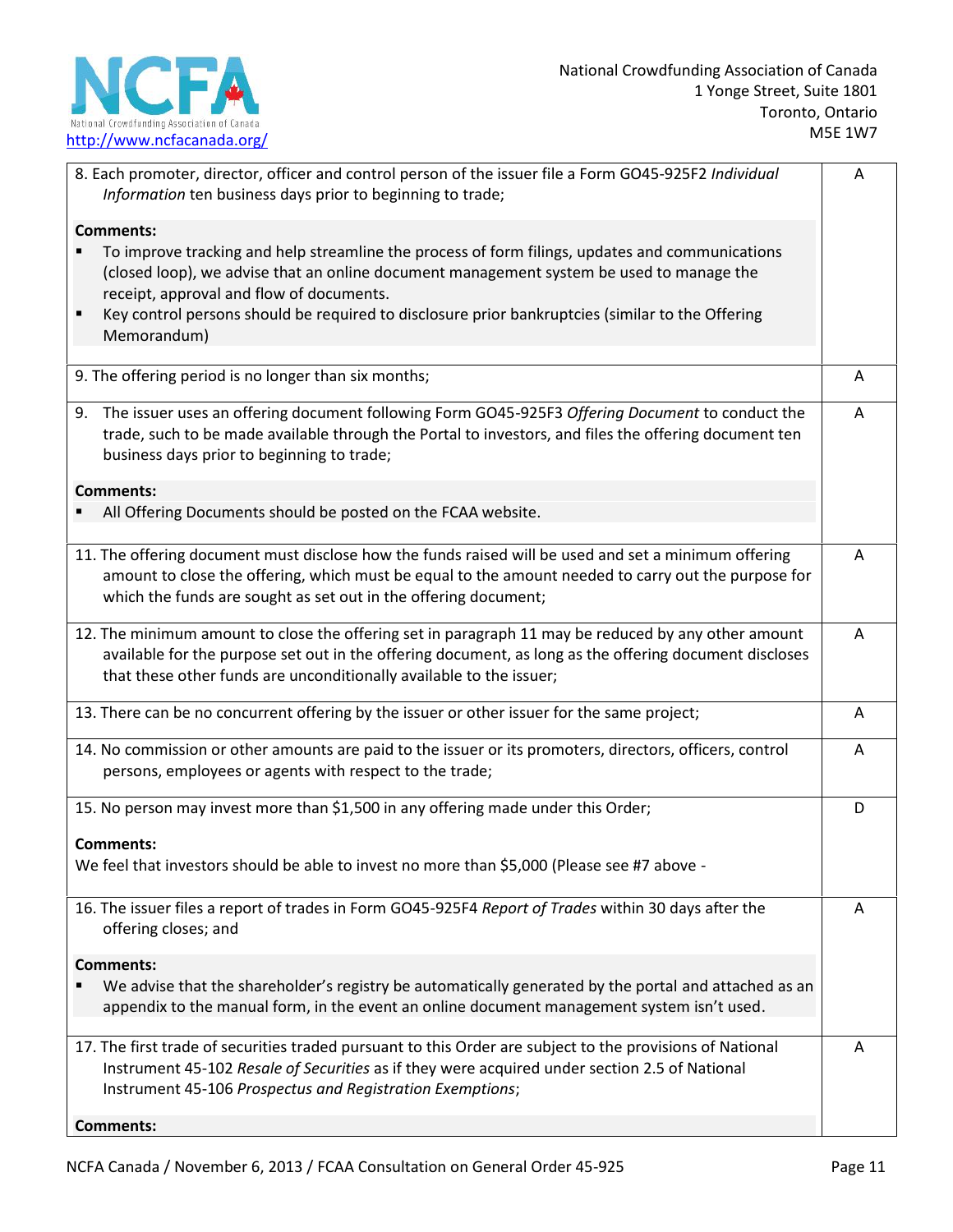| | |
|---|---|
| 8. Each promoter, director, officer and control person of the issuer file a Form GO45-925F2 *Individual Information* ten business days prior to beginning to trade;<br><br>**Comments:**<br>▪ To improve tracking and help streamline the process of form filings, updates and communications (closed loop), we advise that an online document management system be used to manage the receipt, approval and flow of documents.<br>▪ Key control persons should be required to disclosure prior bankruptcies (similar to the Offering Memorandum) | A |
| 9. The offering period is no longer than six months; | A |
| 9. The issuer uses an offering document following Form GO45-925F3 *Offering Document* to conduct the trade, such to be made available through the Portal to investors, and files the offering document ten business days prior to beginning to trade;<br><br>**Comments:**<br>▪ All Offering Documents should be posted on the FCAA website. | A |
| 11. The offering document must disclose how the funds raised will be used and set a minimum offering amount to close the offering, which must be equal to the amount needed to carry out the purpose for which the funds are sought as set out in the offering document; | A |
| 12. The minimum amount to close the offering set in paragraph 11 may be reduced by any other amount available for the purpose set out in the offering document, as long as the offering document discloses that these other funds are unconditionally available to the issuer; | A |
| 13. There can be no concurrent offering by the issuer or other issuer for the same project; | A |
| 14. No commission or other amounts are paid to the issuer or its promoters, directors, officers, control persons, employees or agents with respect to the trade; | A |
| 15. No person may invest more than $1,500 in any offering made under this Order;<br><br>**Comments:**<br>We feel that investors should be able to invest no more than $5,000 (Please see #7 above - | D |
| 16. The issuer files a report of trades in Form GO45-925F4 *Report of Trades* within 30 days after the offering closes; and<br><br>**Comments:**<br>▪ We advise that the shareholder's registry be automatically generated by the portal and attached as an appendix to the manual form, in the event an online document management system isn't used. | A |
| 17. The first trade of securities traded pursuant to this Order are subject to the provisions of National Instrument 45-102 *Resale of Securities* as if they were acquired under section 2.5 of National Instrument 45-106 *Prospectus and Registration Exemptions*;<br><br>**Comments:** | A |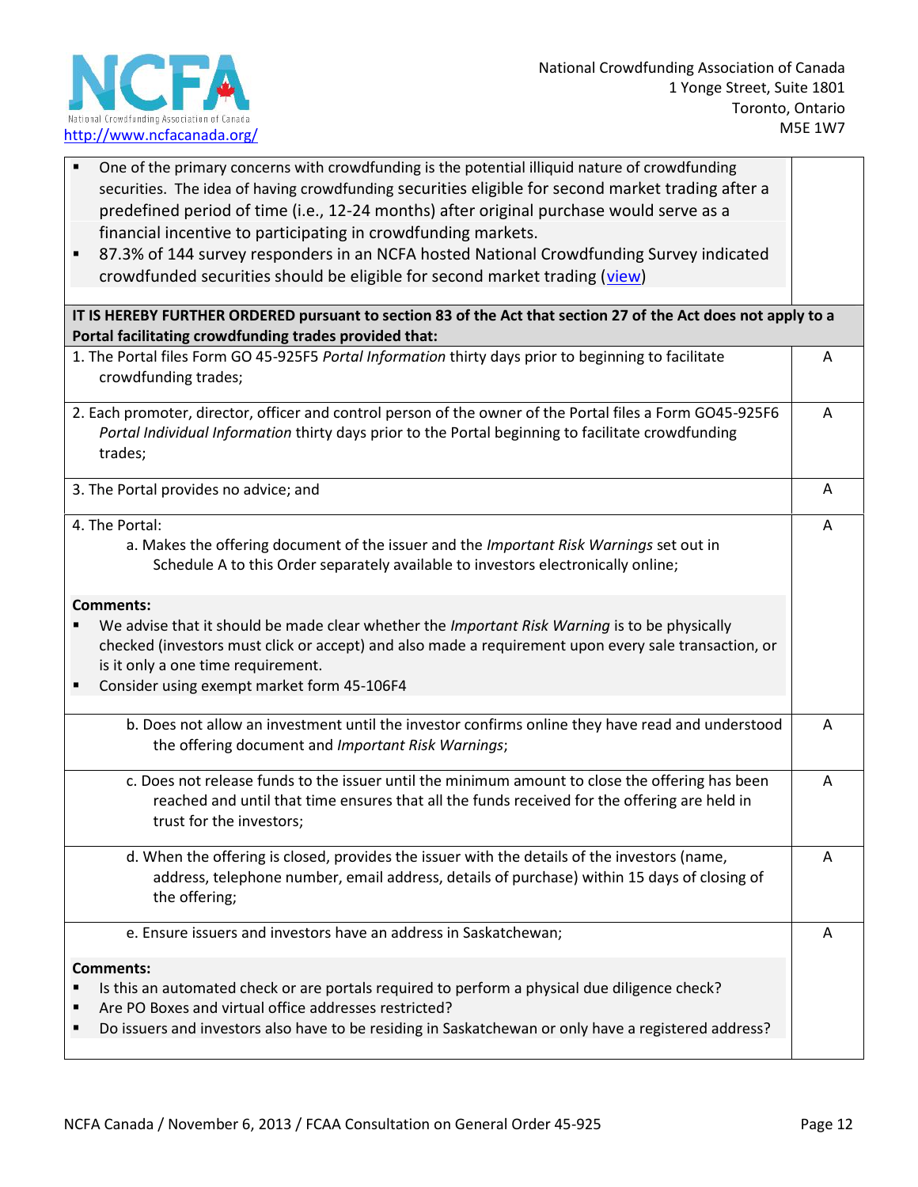- One of the primary concerns with crowdfunding is the potential illiquid nature of crowdfunding securities. The idea of having crowdfunding securities eligible for second market trading after a predefined period of time (i.e., 12-24 months) after original purchase would serve as a financial incentive to participating in crowdfunding markets.
- 87.3% of 144 survey responders in an NCFA hosted National Crowdfunding Survey indicated crowdfunded securities should be eligible for second market trading (view)

| **IT IS HEREBY FURTHER ORDERED pursuant to section 83 of the Act that section 27 of the Act does not apply to a Portal facilitating crowdfunding trades provided that:** | |
|---|---|
| 1. The Portal files Form GO 45-925F5 *Portal Information* thirty days prior to beginning to facilitate crowdfunding trades; | A |
| 2. Each promoter, director, officer and control person of the owner of the Portal files a Form GO45-925F6 *Portal Individual Information* thirty days prior to the Portal beginning to facilitate crowdfunding trades; | A |
| 3. The Portal provides no advice; and | A |
| 4. The Portal:<br>a. Makes the offering document of the issuer and the *Important Risk Warnings* set out in Schedule A to this Order separately available to investors electronically online;<br><br>**Comments:**<br>▪ We advise that it should be made clear whether the *Important Risk Warning* is to be physically checked (investors must click or accept) and also made a requirement upon every sale transaction, or is it only a one time requirement.<br>▪ Consider using exempt market form 45-106F4 | A |
| b. Does not allow an investment until the investor confirms online they have read and understood the offering document and *Important Risk Warnings*; | A |
| c. Does not release funds to the issuer until the minimum amount to close the offering has been reached and until that time ensures that all the funds received for the offering are held in trust for the investors; | A |
| d. When the offering is closed, provides the issuer with the details of the investors (name, address, telephone number, email address, details of purchase) within 15 days of closing of the offering; | A |
| e. Ensure issuers and investors have an address in Saskatchewan;<br><br>**Comments:**<br>▪ Is this an automated check or are portals required to perform a physical due diligence check?<br>▪ Are PO Boxes and virtual office addresses restricted?<br>▪ Do issuers and investors also have to be residing in Saskatchewan or only have a registered address? | A |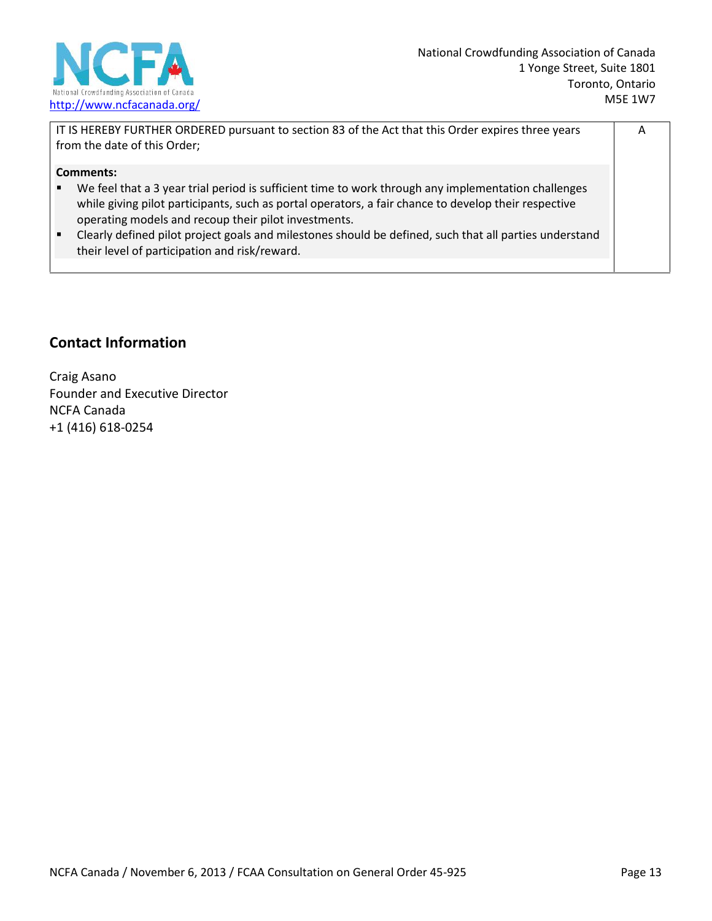| | |
|---|---|
| IT IS HEREBY FURTHER ORDERED pursuant to section 83 of the Act that this Order expires three years from the date of this Order;<br><br>**Comments:**<br>▪ We feel that a 3 year trial period is sufficient time to work through any implementation challenges while giving pilot participants, such as portal operators, a fair chance to develop their respective operating models and recoup their pilot investments.<br>▪ Clearly defined pilot project goals and milestones should be defined, such that all parties understand their level of participation and risk/reward. | A |

## Contact Information

Craig Asano
Founder and Executive Director
NCFA Canada
+1 (416) 618-0254